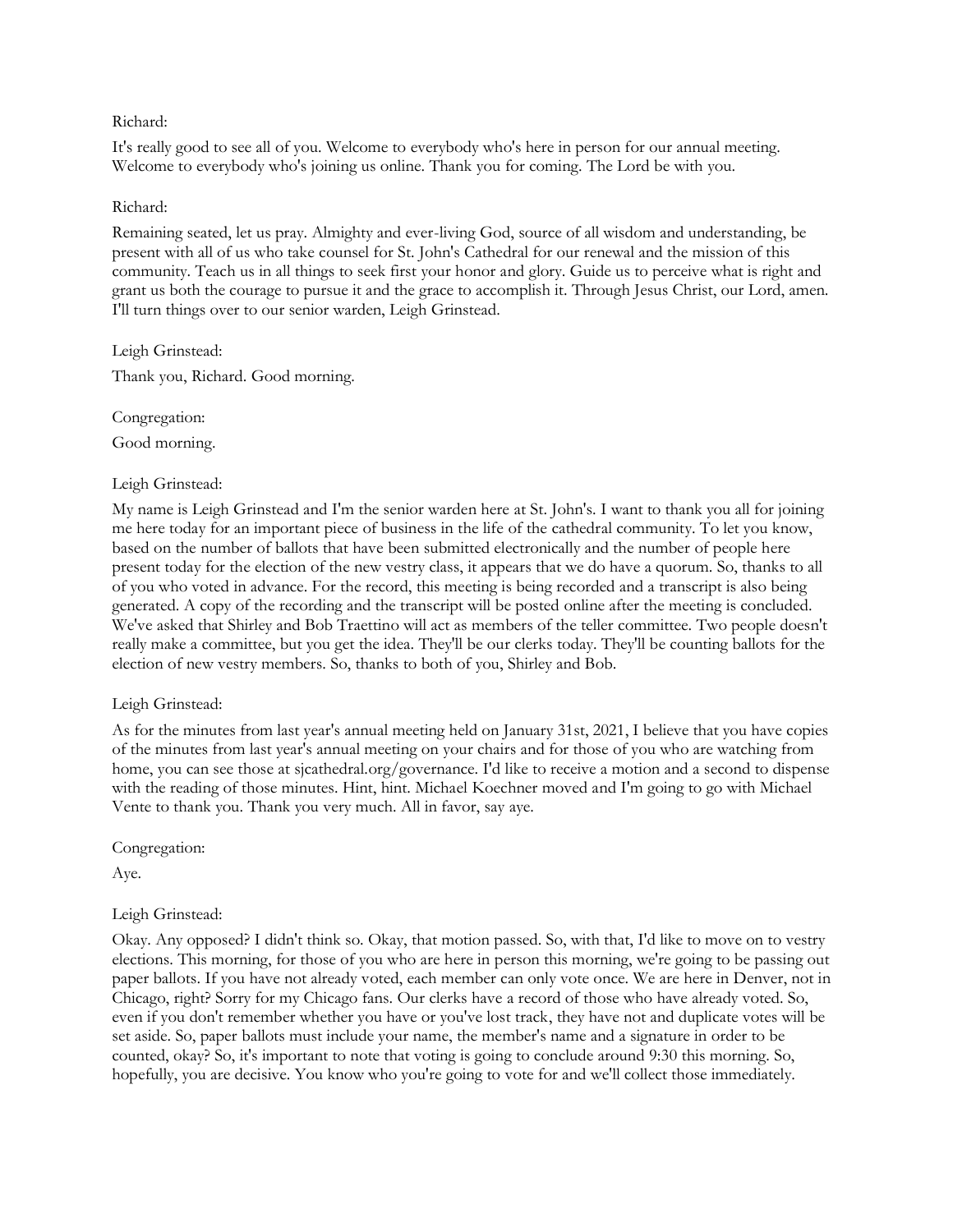Richard:

It's really good to see all of you. Welcome to everybody who's here in person for our annual meeting. Welcome to everybody who's joining us online. Thank you for coming. The Lord be with you.

Richard:

Remaining seated, let us pray. Almighty and ever-living God, source of all wisdom and understanding, be present with all of us who take counsel for St. John's Cathedral for our renewal and the mission of this community. Teach us in all things to seek first your honor and glory. Guide us to perceive what is right and grant us both the courage to pursue it and the grace to accomplish it. Through Jesus Christ, our Lord, amen. I'll turn things over to our senior warden, Leigh Grinstead.

Leigh Grinstead:

Thank you, Richard. Good morning.

Congregation:

Good morning.

Leigh Grinstead:

My name is Leigh Grinstead and I'm the senior warden here at St. John's. I want to thank you all for joining me here today for an important piece of business in the life of the cathedral community. To let you know, based on the number of ballots that have been submitted electronically and the number of people here present today for the election of the new vestry class, it appears that we do have a quorum. So, thanks to all of you who voted in advance. For the record, this meeting is being recorded and a transcript is also being generated. A copy of the recording and the transcript will be posted online after the meeting is concluded. We've asked that Shirley and Bob Traettino will act as members of the teller committee. Two people doesn't really make a committee, but you get the idea. They'll be our clerks today. They'll be counting ballots for the election of new vestry members. So, thanks to both of you, Shirley and Bob.

Leigh Grinstead:

As for the minutes from last year's annual meeting held on January 31st, 2021, I believe that you have copies of the minutes from last year's annual meeting on your chairs and for those of you who are watching from home, you can see those at sjcathedral.org/governance. I'd like to receive a motion and a second to dispense with the reading of those minutes. Hint, hint. Michael Koechner moved and I'm going to go with Michael Vente to thank you. Thank you very much. All in favor, say aye.

Congregation:

Aye.

Leigh Grinstead:

Okay. Any opposed? I didn't think so. Okay, that motion passed. So, with that, I'd like to move on to vestry elections. This morning, for those of you who are here in person this morning, we're going to be passing out paper ballots. If you have not already voted, each member can only vote once. We are here in Denver, not in Chicago, right? Sorry for my Chicago fans. Our clerks have a record of those who have already voted. So, even if you don't remember whether you have or you've lost track, they have not and duplicate votes will be set aside. So, paper ballots must include your name, the member's name and a signature in order to be counted, okay? So, it's important to note that voting is going to conclude around 9:30 this morning. So, hopefully, you are decisive. You know who you're going to vote for and we'll collect those immediately.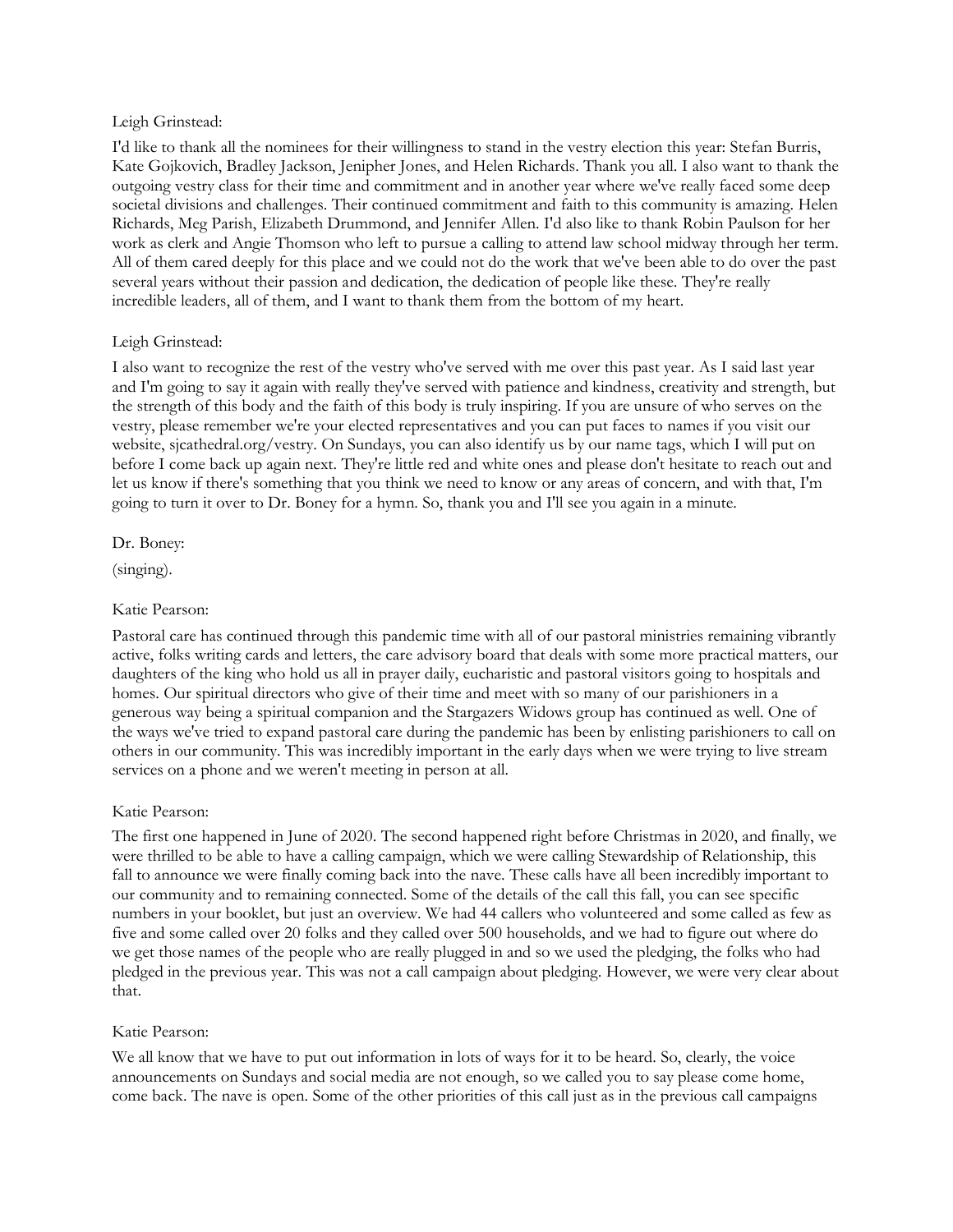Leigh Grinstead:

I'd like to thank all the nominees for their willingness to stand in the vestry election this year: Stefan Burris, Kate Gojkovich, Bradley Jackson, Jenipher Jones, and Helen Richards. Thank you all. I also want to thank the outgoing vestry class for their time and commitment and in another year where we've really faced some deep societal divisions and challenges. Their continued commitment and faith to this community is amazing. Helen Richards, Meg Parish, Elizabeth Drummond, and Jennifer Allen. I'd also like to thank Robin Paulson for her work as clerk and Angie Thomson who left to pursue a calling to attend law school midway through her term. All of them cared deeply for this place and we could not do the work that we've been able to do over the past several years without their passion and dedication, the dedication of people like these. They're really incredible leaders, all of them, and I want to thank them from the bottom of my heart.

Leigh Grinstead:

I also want to recognize the rest of the vestry who've served with me over this past year. As I said last year and I'm going to say it again with really they've served with patience and kindness, creativity and strength, but the strength of this body and the faith of this body is truly inspiring. If you are unsure of who serves on the vestry, please remember we're your elected representatives and you can put faces to names if you visit our website, sjcathedral.org/vestry. On Sundays, you can also identify us by our name tags, which I will put on before I come back up again next. They're little red and white ones and please don't hesitate to reach out and let us know if there's something that you think we need to know or any areas of concern, and with that, I'm going to turn it over to Dr. Boney for a hymn. So, thank you and I'll see you again in a minute.

Dr. Boney:

(singing).

Katie Pearson:

Pastoral care has continued through this pandemic time with all of our pastoral ministries remaining vibrantly active, folks writing cards and letters, the care advisory board that deals with some more practical matters, our daughters of the king who hold us all in prayer daily, eucharistic and pastoral visitors going to hospitals and homes. Our spiritual directors who give of their time and meet with so many of our parishioners in a generous way being a spiritual companion and the Stargazers Widows group has continued as well. One of the ways we've tried to expand pastoral care during the pandemic has been by enlisting parishioners to call on others in our community. This was incredibly important in the early days when we were trying to live stream services on a phone and we weren't meeting in person at all.

Katie Pearson:

The first one happened in June of 2020. The second happened right before Christmas in 2020, and finally, we were thrilled to be able to have a calling campaign, which we were calling Stewardship of Relationship, this fall to announce we were finally coming back into the nave. These calls have all been incredibly important to our community and to remaining connected. Some of the details of the call this fall, you can see specific numbers in your booklet, but just an overview. We had 44 callers who volunteered and some called as few as five and some called over 20 folks and they called over 500 households, and we had to figure out where do we get those names of the people who are really plugged in and so we used the pledging, the folks who had pledged in the previous year. This was not a call campaign about pledging. However, we were very clear about that.

Katie Pearson:

We all know that we have to put out information in lots of ways for it to be heard. So, clearly, the voice announcements on Sundays and social media are not enough, so we called you to say please come home, come back. The nave is open. Some of the other priorities of this call just as in the previous call campaigns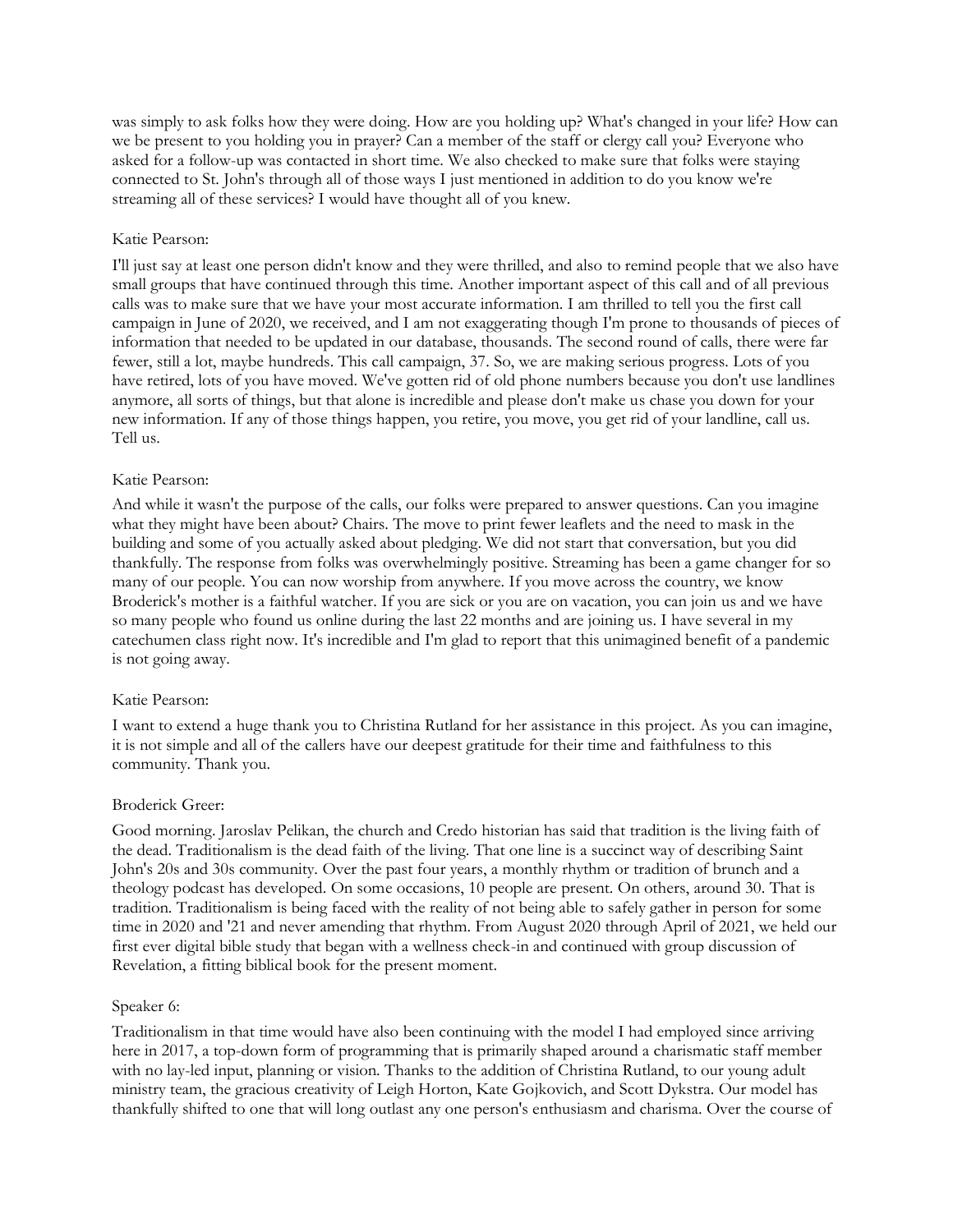was simply to ask folks how they were doing. How are you holding up? What's changed in your life? How can we be present to you holding you in prayer? Can a member of the staff or clergy call you? Everyone who asked for a follow-up was contacted in short time. We also checked to make sure that folks were staying connected to St. John's through all of those ways I just mentioned in addition to do you know we're streaming all of these services? I would have thought all of you knew.

Katie Pearson:

I'll just say at least one person didn't know and they were thrilled, and also to remind people that we also have small groups that have continued through this time. Another important aspect of this call and of all previous calls was to make sure that we have your most accurate information. I am thrilled to tell you the first call campaign in June of 2020, we received, and I am not exaggerating though I'm prone to thousands of pieces of information that needed to be updated in our database, thousands. The second round of calls, there were far fewer, still a lot, maybe hundreds. This call campaign, 37. So, we are making serious progress. Lots of you have retired, lots of you have moved. We've gotten rid of old phone numbers because you don't use landlines anymore, all sorts of things, but that alone is incredible and please don't make us chase you down for your new information. If any of those things happen, you retire, you move, you get rid of your landline, call us. Tell us.

Katie Pearson:

And while it wasn't the purpose of the calls, our folks were prepared to answer questions. Can you imagine what they might have been about? Chairs. The move to print fewer leaflets and the need to mask in the building and some of you actually asked about pledging. We did not start that conversation, but you did thankfully. The response from folks was overwhelmingly positive. Streaming has been a game changer for so many of our people. You can now worship from anywhere. If you move across the country, we know Broderick's mother is a faithful watcher. If you are sick or you are on vacation, you can join us and we have so many people who found us online during the last 22 months and are joining us. I have several in my catechumen class right now. It's incredible and I'm glad to report that this unimagined benefit of a pandemic is not going away.

Katie Pearson:

I want to extend a huge thank you to Christina Rutland for her assistance in this project. As you can imagine, it is not simple and all of the callers have our deepest gratitude for their time and faithfulness to this community. Thank you.

Broderick Greer:

Good morning. Jaroslav Pelikan, the church and Credo historian has said that tradition is the living faith of the dead. Traditionalism is the dead faith of the living. That one line is a succinct way of describing Saint John's 20s and 30s community. Over the past four years, a monthly rhythm or tradition of brunch and a theology podcast has developed. On some occasions, 10 people are present. On others, around 30. That is tradition. Traditionalism is being faced with the reality of not being able to safely gather in person for some time in 2020 and '21 and never amending that rhythm. From August 2020 through April of 2021, we held our first ever digital bible study that began with a wellness check-in and continued with group discussion of Revelation, a fitting biblical book for the present moment.

Speaker 6:

Traditionalism in that time would have also been continuing with the model I had employed since arriving here in 2017, a top-down form of programming that is primarily shaped around a charismatic staff member with no lay-led input, planning or vision. Thanks to the addition of Christina Rutland, to our young adult ministry team, the gracious creativity of Leigh Horton, Kate Gojkovich, and Scott Dykstra. Our model has thankfully shifted to one that will long outlast any one person's enthusiasm and charisma. Over the course of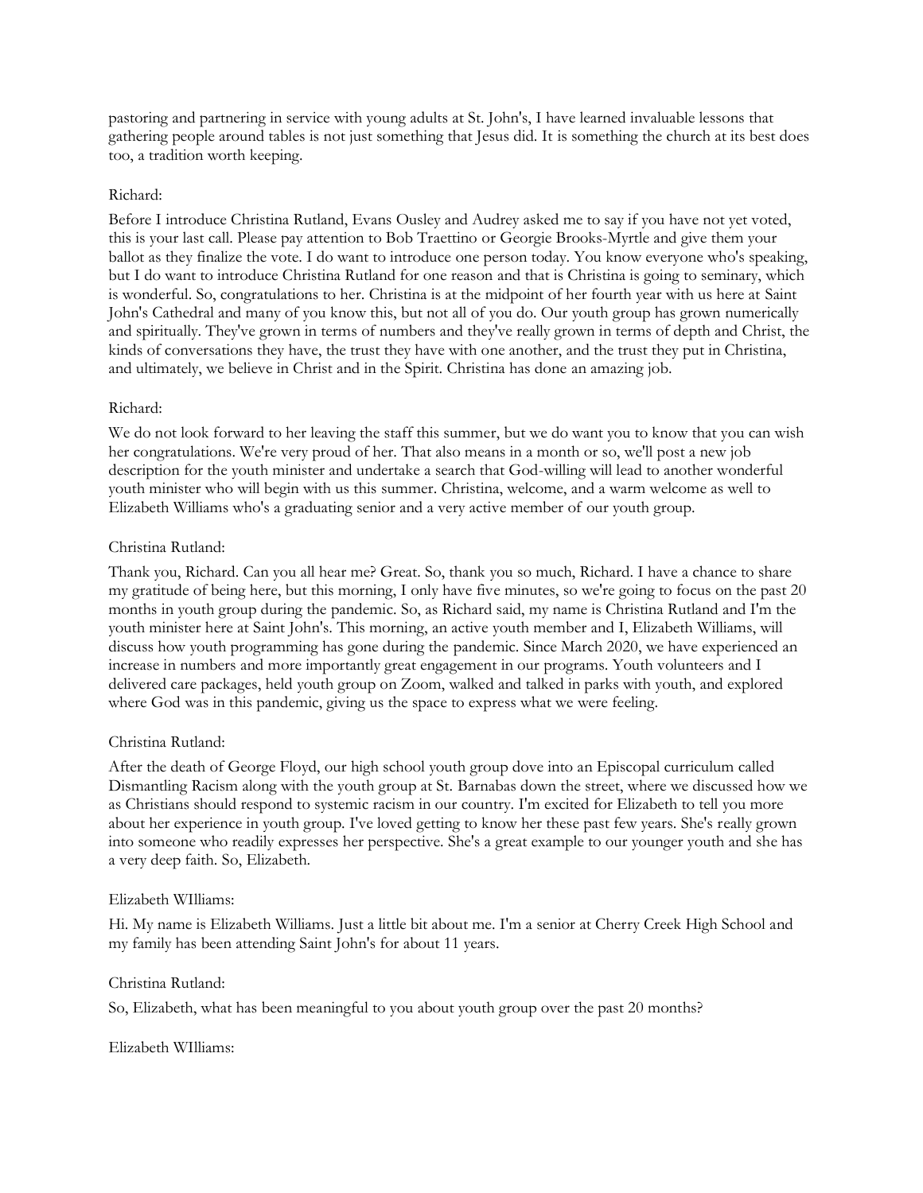pastoring and partnering in service with young adults at St. John's, I have learned invaluable lessons that gathering people around tables is not just something that Jesus did. It is something the church at its best does too, a tradition worth keeping.

Richard:

Before I introduce Christina Rutland, Evans Ousley and Audrey asked me to say if you have not yet voted, this is your last call. Please pay attention to Bob Traettino or Georgie Brooks-Myrtle and give them your ballot as they finalize the vote. I do want to introduce one person today. You know everyone who's speaking, but I do want to introduce Christina Rutland for one reason and that is Christina is going to seminary, which is wonderful. So, congratulations to her. Christina is at the midpoint of her fourth year with us here at Saint John's Cathedral and many of you know this, but not all of you do. Our youth group has grown numerically and spiritually. They've grown in terms of numbers and they've really grown in terms of depth and Christ, the kinds of conversations they have, the trust they have with one another, and the trust they put in Christina, and ultimately, we believe in Christ and in the Spirit. Christina has done an amazing job.

Richard:

We do not look forward to her leaving the staff this summer, but we do want you to know that you can wish her congratulations. We're very proud of her. That also means in a month or so, we'll post a new job description for the youth minister and undertake a search that God-willing will lead to another wonderful youth minister who will begin with us this summer. Christina, welcome, and a warm welcome as well to Elizabeth Williams who's a graduating senior and a very active member of our youth group.

Christina Rutland:

Thank you, Richard. Can you all hear me? Great. So, thank you so much, Richard. I have a chance to share my gratitude of being here, but this morning, I only have five minutes, so we're going to focus on the past 20 months in youth group during the pandemic. So, as Richard said, my name is Christina Rutland and I'm the youth minister here at Saint John's. This morning, an active youth member and I, Elizabeth Williams, will discuss how youth programming has gone during the pandemic. Since March 2020, we have experienced an increase in numbers and more importantly great engagement in our programs. Youth volunteers and I delivered care packages, held youth group on Zoom, walked and talked in parks with youth, and explored where God was in this pandemic, giving us the space to express what we were feeling.

Christina Rutland:

After the death of George Floyd, our high school youth group dove into an Episcopal curriculum called Dismantling Racism along with the youth group at St. Barnabas down the street, where we discussed how we as Christians should respond to systemic racism in our country. I'm excited for Elizabeth to tell you more about her experience in youth group. I've loved getting to know her these past few years. She's really grown into someone who readily expresses her perspective. She's a great example to our younger youth and she has a very deep faith. So, Elizabeth.

Elizabeth WIlliams:

Hi. My name is Elizabeth Williams. Just a little bit about me. I'm a senior at Cherry Creek High School and my family has been attending Saint John's for about 11 years.

Christina Rutland:

So, Elizabeth, what has been meaningful to you about youth group over the past 20 months?

Elizabeth WIlliams: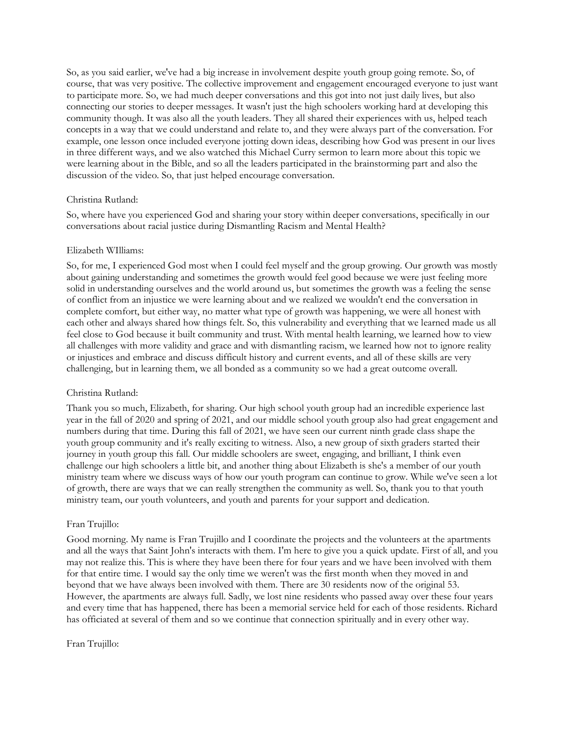So, as you said earlier, we've had a big increase in involvement despite youth group going remote. So, of course, that was very positive. The collective improvement and engagement encouraged everyone to just want to participate more. So, we had much deeper conversations and this got into not just daily lives, but also connecting our stories to deeper messages. It wasn't just the high schoolers working hard at developing this community though. It was also all the youth leaders. They all shared their experiences with us, helped teach concepts in a way that we could understand and relate to, and they were always part of the conversation. For example, one lesson once included everyone jotting down ideas, describing how God was present in our lives in three different ways, and we also watched this Michael Current sermon to learn more about this topic we were learning about in the Bible, and so all the leaders participated in the brainstorming part and also the discussion of the video. So, that just helped encourage conversation.

Christina Rutland:

So, where have you experienced God and sharing your story within deeper conversations, specifically in our conversations about racial justice during Dismantling Racism and Mental Health?

Elizabeth WIlliams:

So, for me, I experienced God most when I could feel myself and the group growing. Our growth was mostly about gaining understanding and sometimes the growth would feel good because we were just feeling more solid in understanding ourselves and the world around us, but sometimes the growth was a feeling the sense of conflict from an injustice we were learning about and we realized we wouldn't end the conversation in complete comfort, but either way, no matter what type of growth was happening, we were all honest with each other and always shared how things felt. So, this vulnerability and everything that we learned made us all feel close to God because it built community and trust. With mental health learning, we learned how to view all challenges with more validity and grace and with dismantling racism, we learned how not to ignore reality or injustices and embrace and discuss difficult history and current events, and all of these skills are very challenging, but in learning them, we all bonded as a community so we had a great outcome overall.

Christina Rutland:

Thank you so much, Elizabeth, for sharing. Our high school youth group had an incredible experience last year in the fall of 2020 and spring of 2021, and our middle school youth group also had great engagement and numbers during that time. During this fall of 2021, we have seen our current ninth grade class shape the youth group community and it's really exciting to witness. Also, a new group of sixth graders started their journey in youth group this fall. Our middle schoolers are sweet, engaging, and brilliant, I think even challenge our high schoolers a little bit, and another thing about Elizabeth is she's a member of our youth ministry team where we discuss ways of how our youth program can continue to grow. While we've seen a lot of growth, there are ways that we can really strengthen the community as well. So, thank you to that youth ministry team, our youth volunteers, and youth and parents for your support and dedication.

Fran Trujillo:

Good morning. My name is Fran Trujillo and I coordinate the projects and the volunteers at the apartments and all the ways that Saint John's interacts with them. I'm here to give you a quick update. First of all, and you may not realize this. This is where they have been there for four years and we have been involved with them for that entire time. I would say the only time we weren't was the first month when they moved in and beyond that we have always been involved with them. There are 30 residents now of the original 53. However, the apartments are always full. Sadly, we lost nine residents who passed away over these four years and every time that has happened, there has been a memorial service held for each of those residents. Richard has officiated at several of them and so we continue that connection spiritually and in every other way.

Fran Trujillo: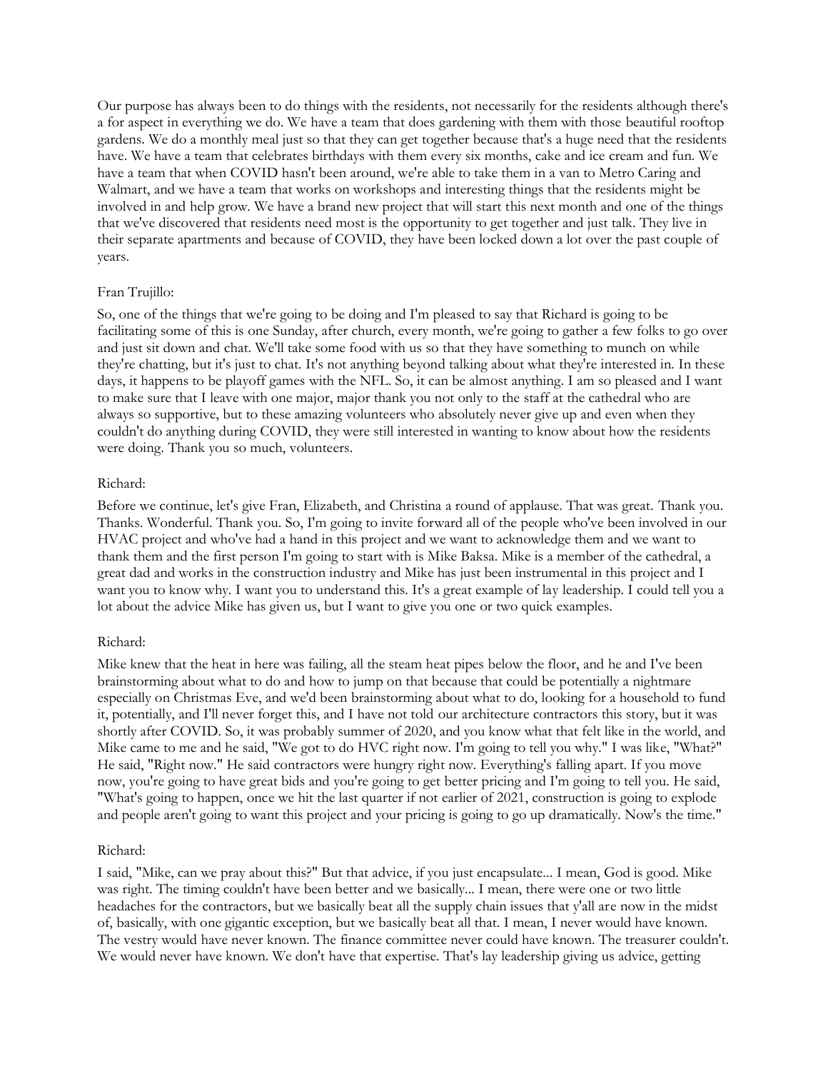Our purpose has always been to do things with the residents, not necessarily for the residents although there's a for aspect in everything we do. We have a team that does gardening with them with those beautiful rooftop gardens. We do a monthly meal just so that they can get together because that's a huge need that the residents have. We have a team that celebrates birthdays with them every six months, cake and ice cream and fun. We have a team that when COVID hasn't been around, we're able to take them in a van to Metro Caring and Walmart, and we have a team that works on workshops and interesting things that the residents might be involved in and help grow. We have a brand new project that will start this next month and one of the things that we've discovered that residents need most is the opportunity to get together and just talk. They live in their separate apartments and because of COVID, they have been locked down a lot over the past couple of years.

Fran Trujillo:

So, one of the things that we're going to be doing and I'm pleased to say that Richard is going to be facilitating some of this is one Sunday, after church, every month, we're going to gather a few folks to go over and just sit down and chat. We'll take some food with us so that they have something to munch on while they're chatting, but it's just to chat. It's not anything beyond talking about what they're interested in. In these days, it happens to be playoff games with the NFL. So, it can be almost anything. I am so pleased and I want to make sure that I leave with one major, major thank you not only to the staff at the cathedral who are always so supportive, but to these amazing volunteers who absolutely never give up and even when they couldn't do anything during COVID, they were still interested in wanting to know about how the residents were doing. Thank you so much, volunteers.

Richard:

Before we continue, let's give Fran, Elizabeth, and Christina a round of applause. That was great. Thank you. Thanks. Wonderful. Thank you. So, I'm going to invite forward all of the people who've been involved in our HVAC project and who've had a hand in this project and we want to acknowledge them and we want to thank them and the first person I'm going to start with is Mike Baksa. Mike is a member of the cathedral, a great dad and works in the construction industry and Mike has just been instrumental in this project and I want you to know why. I want you to understand this. It's a great example of lay leadership. I could tell you a lot about the advice Mike has given us, but I want to give you one or two quick examples.

Richard:

Mike knew that the heat in here was failing, all the steam heat pipes below the floor, and he and I've been brainstorming about what to do and how to jump on that because that could be potentially a nightmare especially on Christmas Eve, and we'd been brainstorming about what to do, looking for a household to fund it, potentially, and I'll never forget this, and I have not told our architecture contractors this story, but it was shortly after COVID. So, it was probably summer of 2020, and you know what that felt like in the world, and Mike came to me and he said, "We got to do HVC right now. I'm going to tell you why." I was like, "What?" He said, "Right now." He said contractors were hungry right now. Everything's falling apart. If you move now, you're going to have great bids and you're going to get better pricing and I'm going to tell you. He said, "What's going to happen, once we hit the last quarter if not earlier of 2021, construction is going to explode and people aren't going to want this project and your pricing is going to go up dramatically. Now's the time."

Richard:

I said, "Mike, can we pray about this?" But that advice, if you just encapsulate... I mean, God is good. Mike was right. The timing couldn't have been better and we basically... I mean, there were one or two little headaches for the contractors, but we basically beat all the supply chain issues that y'all are now in the midst of, basically, with one gigantic exception, but we basically beat all that. I mean, I never would have known. The vestry would have never known. The finance committee never could have known. The treasurer couldn't. We would never have known. We don't have that expertise. That's lay leadership giving us advice, getting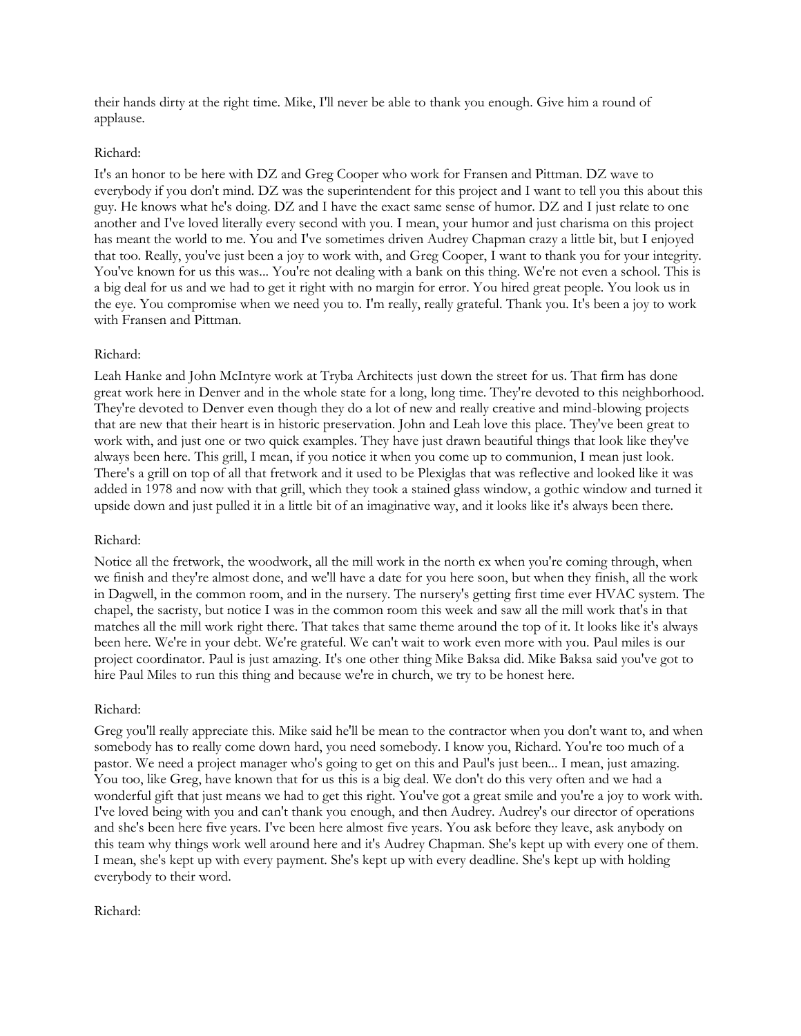their hands dirty at the right time. Mike, I'll never be able to thank you enough. Give him a round of applause.

Richard:

It's an honor to be here with DZ and Greg Cooper who work for Fransen and Pittman. DZ wave to everybody if you don't mind. DZ was the superintendent for this project and I want to tell you this about this guy. He knows what he's doing. DZ and I have the exact same sense of humor. DZ and I just relate to one another and I've loved literally every second with you. I mean, your humor and just charisma on this project has meant the world to me. You and I've sometimes driven Audrey Chapman crazy a little bit, but I enjoyed that too. Really, you've just been a joy to work with, and Greg Cooper, I want to thank you for your integrity. You've known for us this was... You're not dealing with a bank on this thing. We're not even a school. This is a big deal for us and we had to get it right with no margin for error. You hired great people. You look us in the eye. You compromise when we need you to. I'm really, really grateful. Thank you. It's been a joy to work with Fransen and Pittman.

Richard:

Leah Hanke and John McIntyre work at Tryba Architects just down the street for us. That firm has done great work here in Denver and in the whole state for a long, long time. They're devoted to this neighborhood. They're devoted to Denver even though they do a lot of new and really creative and mind-blowing projects that are new that their heart is in historic preservation. John and Leah love this place. They've been great to work with, and just one or two quick examples. They have just drawn beautiful things that look like they've always been here. This grill, I mean, if you notice it when you come up to communion, I mean just look. There's a grill on top of all that fretwork and it used to be Plexiglas that was reflective and looked like it was added in 1978 and now with that grill, which they took a stained glass window, a gothic window and turned it upside down and just pulled it in a little bit of an imaginative way, and it looks like it's always been there.

Richard:

Notice all the fretwork, the woodwork, all the mill work in the north ex when you're coming through, when we finish and they're almost done, and we'll have a date for you here soon, but when they finish, all the work in Dagwell, in the common room, and in the nursery. The nursery's getting first time ever HVAC system. The chapel, the sacristy, but notice I was in the common room this week and saw all the mill work that's in that matches all the mill work right there. That takes that same theme around the top of it. It looks like it's always been here. We're in your debt. We're grateful. We can't wait to work even more with you. Paul miles is our project coordinator. Paul is just amazing. It's one other thing Mike Baksa did. Mike Baksa said you've got to hire Paul Miles to run this thing and because we're in church, we try to be honest here.

Richard:

Greg you'll really appreciate this. Mike said he'll be mean to the contractor when you don't want to, and when somebody has to really come down hard, you need somebody. I know you, Richard. You're too much of a pastor. We need a project manager who's going to get on this and Paul's just been... I mean, just amazing. You too, like Greg, have known that for us this is a big deal. We don't do this very often and we had a wonderful gift that just means we had to get this right. You've got a great smile and you're a joy to work with. I've loved being with you and can't thank you enough, and then Audrey. Audrey's our director of operations and she's been here five years. I've been here almost five years. You ask before they leave, ask anybody on this team why things work well around here and it's Audrey Chapman. She's kept up with every one of them. I mean, she's kept up with every payment. She's kept up with every deadline. She's kept up with holding everybody to their word.

Richard: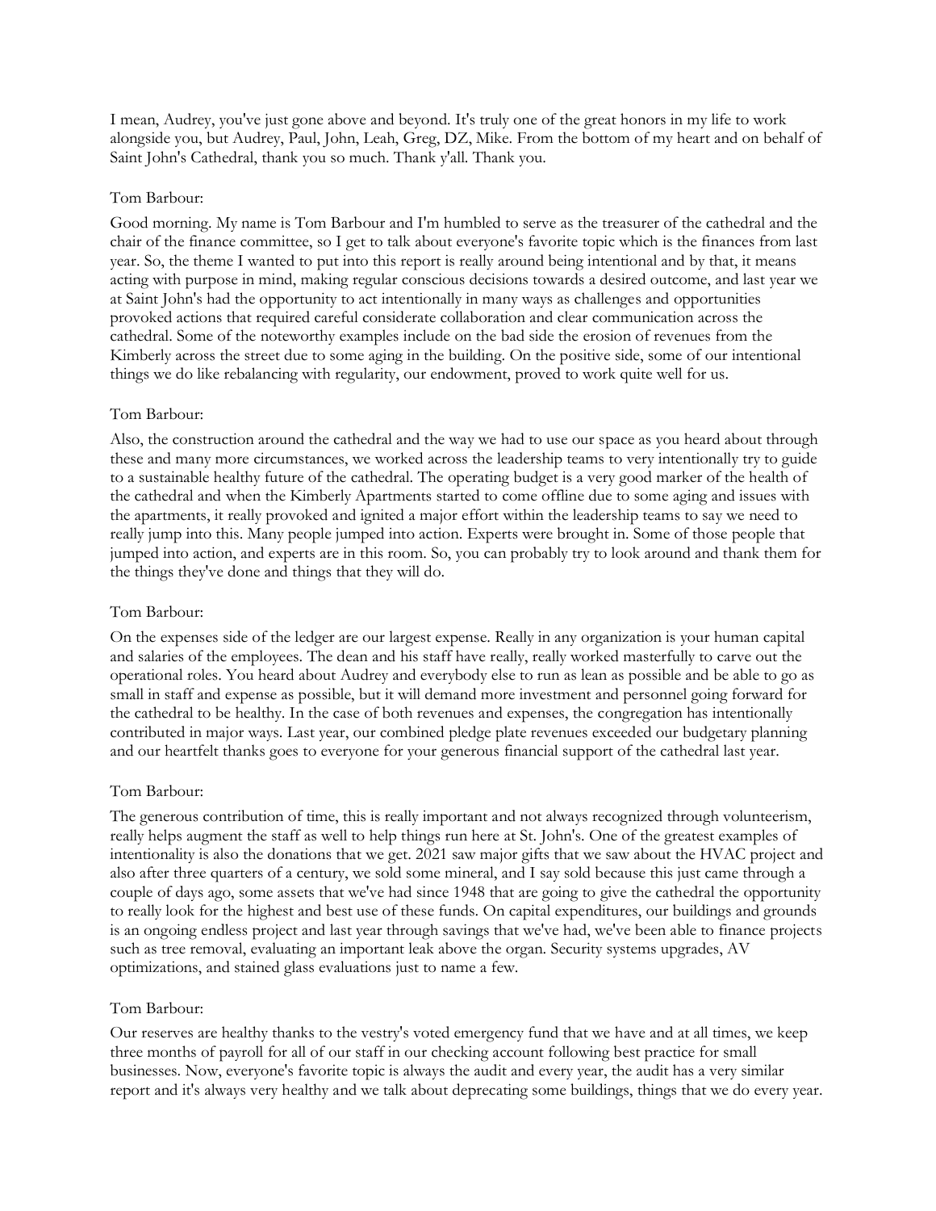I mean, Audrey, you've just gone above and beyond. It's truly one of the great honors in my life to work alongside you, but Audrey, Paul, John, Leah, Greg, DZ, Mike. From the bottom of my heart and on behalf of Saint John's Cathedral, thank you so much. Thank y'all. Thank you.

Tom Barbour:

Good morning. My name is Tom Barbour and I'm humbled to serve as the treasurer of the cathedral and the chair of the finance committee, so I get to talk about everyone's favorite topic which is the finances from last year. So, the theme I wanted to put into this report is really around being intentional and by that, it means acting with purpose in mind, making regular conscious decisions towards a desired outcome, and last year we at Saint John's had the opportunity to act intentionally in many ways as challenges and opportunities provoked actions that required careful considerate collaboration and clear communication across the cathedral. Some of the noteworthy examples include on the bad side the erosion of revenues from the Kimberly across the street due to some aging in the building. On the positive side, some of our intentional things we do like rebalancing with regularity, our endowment, proved to work quite well for us.

Tom Barbour:

Also, the construction around the cathedral and the way we had to use our space as you heard about through these and many more circumstances, we worked across the leadership teams to very intentionally try to guide to a sustainable healthy future of the cathedral. The operating budget is a very good marker of the health of the cathedral and when the Kimberly Apartments started to come offline due to some aging and issues with the apartments, it really provoked and ignited a major effort within the leadership teams to say we need to really jump into this. Many people jumped into action. Experts were brought in. Some of those people that jumped into action, and experts are in this room. So, you can probably try to look around and thank them for the things they've done and things that they will do.

Tom Barbour:

On the expenses side of the ledger are our largest expense. Really in any organization is your human capital and salaries of the employees. The dean and his staff have really, really worked masterfully to carve out the operational roles. You heard about Audrey and everybody else to run as lean as possible and be able to go as small in staff and expense as possible, but it will demand more investment and personnel going forward for the cathedral to be healthy. In the case of both revenues and expenses, the congregation has intentionally contributed in major ways. Last year, our combined pledge plate revenues exceeded our budgetary planning and our heartfelt thanks goes to everyone for your generous financial support of the cathedral last year.

Tom Barbour:

The generous contribution of time, this is really important and not always recognized through volunteerism, really helps augment the staff as well to help things run here at St. John's. One of the greatest examples of intentionality is also the donations that we get. 2021 saw major gifts that we saw about the HVAC project and also after three quarters of a century, we sold some mineral, and I say sold because this just came through a couple of days ago, some assets that we've had since 1948 that are going to give the cathedral the opportunity to really look for the highest and best use of these funds. On capital expenditures, our buildings and grounds is an ongoing endless project and last year through savings that we've had, we've been able to finance projects such as tree removal, evaluating an important leak above the organ. Security systems upgrades, AV optimizations, and stained glass evaluations just to name a few.

Tom Barbour:

Our reserves are healthy thanks to the vestry's voted emergency fund that we have and at all times, we keep three months of payroll for all of our staff in our checking account following best practice for small businesses. Now, everyone's favorite topic is always the audit and every year, the audit has a very similar report and it's always very healthy and we talk about deprecating some buildings, things that we do every year.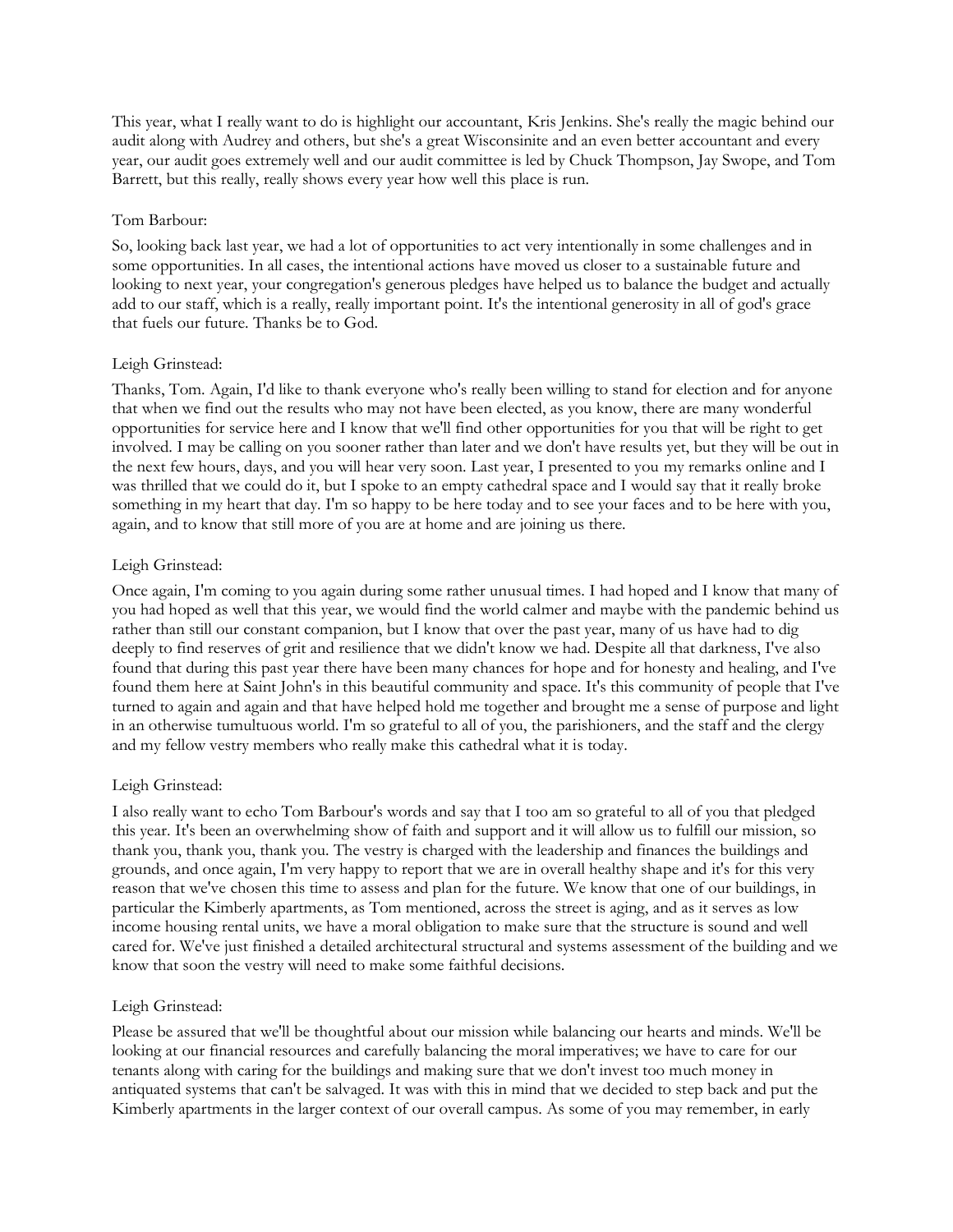This year, what I really want to do is highlight our accountant, Kris Jenkins. She's really the magic behind our audit along with Audrey and others, but she's a great Wisconsinite and an even better accountant and every year, our audit goes extremely well and our audit committee is led by Chuck Thompson, Jay Swope, and Tom Barrett, but this really, really shows every year how well this place is run.

Tom Barbour:

So, looking back last year, we had a lot of opportunities to act very intentionally in some challenges and in some opportunities. In all cases, the intentional actions have moved us closer to a sustainable future and looking to next year, your congregation's generous pledges have helped us to balance the budget and actually add to our staff, which is a really, really important point. It's the intentional generosity in all of god's grace that fuels our future. Thanks be to God.

Leigh Grinstead:

Thanks, Tom. Again, I'd like to thank everyone who's really been willing to stand for election and for anyone that when we find out the results who may not have been elected, as you know, there are many wonderful opportunities for service here and I know that we'll find other opportunities for you that will be right to get involved. I may be calling on you sooner rather than later and we don't have results yet, but they will be out in the next few hours, days, and you will hear very soon. Last year, I presented to you my remarks online and I was thrilled that we could do it, but I spoke to an empty cathedral space and I would say that it really broke something in my heart that day. I'm so happy to be here today and to see your faces and to be here with you, again, and to know that still more of you are at home and are joining us there.

Leigh Grinstead:

Once again, I'm coming to you again during some rather unusual times. I had hoped and I know that many of you had hoped as well that this year, we would find the world calmer and maybe with the pandemic behind us rather than still our constant companion, but I know that over the past year, many of us have had to dig deeply to find reserves of grit and resilience that we didn't know we had. Despite all that darkness, I've also found that during this past year there have been many chances for hope and for honesty and healing, and I've found them here at Saint John's in this beautiful community and space. It's this community of people that I've turned to again and again and that have helped hold me together and brought me a sense of purpose and light in an otherwise tumultuous world. I'm so grateful to all of you, the parishioners, and the staff and the clergy and my fellow vestry members who really make this cathedral what it is today.

Leigh Grinstead:

I also really want to echo Tom Barbour's words and say that I too am so grateful to all of you that pledged this year. It's been an overwhelming show of faith and support and it will allow us to fulfill our mission, so thank you, thank you, thank you. The vestry is charged with the leadership and finances the buildings and grounds, and once again, I'm very happy to report that we are in overall healthy shape and it's for this very reason that we've chosen this time to assess and plan for the future. We know that one of our buildings, in particular the Kimberly apartments, as Tom mentioned, across the street is aging, and as it serves as low income housing rental units, we have a moral obligation to make sure that the structure is sound and well cared for. We've just finished a detailed architectural structural and systems assessment of the building and we know that soon the vestry will need to make some faithful decisions.

Leigh Grinstead:

Please be assured that we'll be thoughtful about our mission while balancing our hearts and minds. We'll be looking at our financial resources and carefully balancing the moral imperatives; we have to care for our tenants along with caring for the buildings and making sure that we don't invest too much money in antiquated systems that can't be salvaged. It was with this in mind that we decided to step back and put the Kimberly apartments in the larger context of our overall campus. As some of you may remember, in early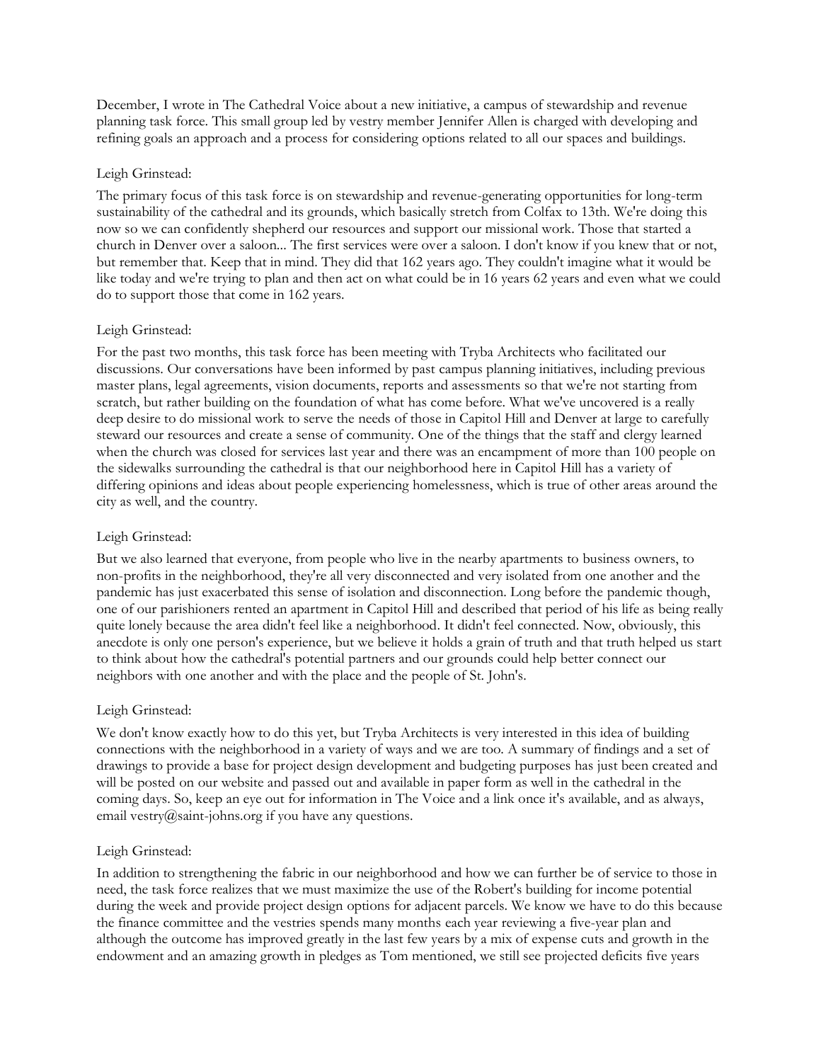December, I wrote in The Cathedral Voice about a new initiative, a campus of stewardship and revenue planning task force. This small group led by vestry member Jennifer Allen is charged with developing and refining goals an approach and a process for considering options related to all our spaces and buildings.

Leigh Grinstead:

The primary focus of this task force is on stewardship and revenue-generating opportunities for long-term sustainability of the cathedral and its grounds, which basically stretch from Colfax to 13th. We're doing this now so we can confidently shepherd our resources and support our missional work. Those that started a church in Denver over a saloon... The first services were over a saloon. I don't know if you knew that or not, but remember that. Keep that in mind. They did that 162 years ago. They couldn't imagine what it would be like today and we're trying to plan and then act on what could be in 16 years 62 years and even what we could do to support those that come in 162 years.

Leigh Grinstead:

For the past two months, this task force has been meeting with Tryba Architects who facilitated our discussions. Our conversations have been informed by past campus planning initiatives, including previous master plans, legal agreements, vision documents, reports and assessments so that we're not starting from scratch, but rather building on the foundation of what has come before. What we've uncovered is a really deep desire to do missional work to serve the needs of those in Capitol Hill and Denver at large to carefully steward our resources and create a sense of community. One of the things that the staff and clergy learned when the church was closed for services last year and there was an encampment of more than 100 people on the sidewalks surrounding the cathedral is that our neighborhood here in Capitol Hill has a variety of differing opinions and ideas about people experiencing homelessness, which is true of other areas around the city as well, and the country.

Leigh Grinstead:

But we also learned that everyone, from people who live in the nearby apartments to business owners, to non-profits in the neighborhood, they're all very disconnected and very isolated from one another and the pandemic has just exacerbated this sense of isolation and disconnection. Long before the pandemic though, one of our parishioners rented an apartment in Capitol Hill and described that period of his life as being really quite lonely because the area didn't feel like a neighborhood. It didn't feel connected. Now, obviously, this anecdote is only one person's experience, but we believe it holds a grain of truth and that truth helped us start to think about how the cathedral's potential partners and our grounds could help better connect our neighbors with one another and with the place and the people of St. John's.

Leigh Grinstead:

We don't know exactly how to do this yet, but Tryba Architects is very interested in this idea of building connections with the neighborhood in a variety of ways and we are too. A summary of findings and a set of drawings to provide a base for project design development and budgeting purposes has just been created and will be posted on our website and passed out and available in paper form as well in the cathedral in the coming days. So, keep an eye out for information in The Voice and a link once it's available, and as always, email vestry@saint-johns.org if you have any questions.

Leigh Grinstead:

In addition to strengthening the fabric in our neighborhood and how we can further be of service to those in need, the task force realizes that we must maximize the use of the Robert's building for income potential during the week and provide project design options for adjacent parcels. We know we have to do this because the finance committee and the vestries spends many months each year reviewing a five-year plan and although the outcome has improved greatly in the last few years by a mix of expense cuts and growth in the endowment and an amazing growth in pledges as Tom mentioned, we still see projected deficits five years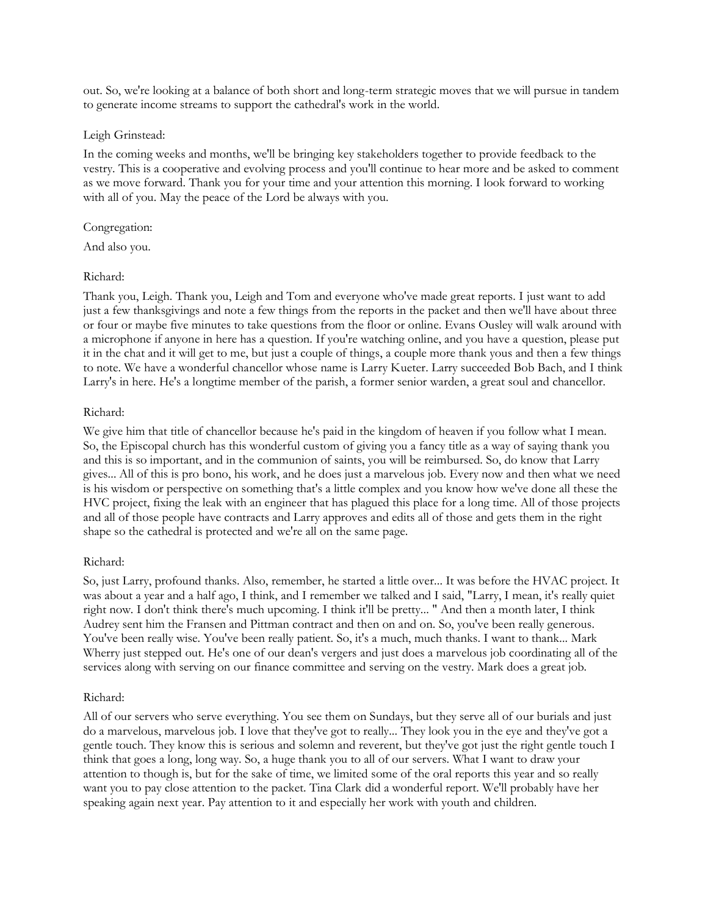out. So, we're looking at a balance of both short and long-term strategic moves that we will pursue in tandem to generate income streams to support the cathedral's work in the world.

Leigh Grinstead:

In the coming weeks and months, we'll be bringing key stakeholders together to provide feedback to the vestry. This is a cooperative and evolving process and you'll continue to hear more and be asked to comment as we move forward. Thank you for your time and your attention this morning. I look forward to working with all of you. May the peace of the Lord be always with you.

Congregation:

And also you.

Richard:

Thank you, Leigh. Thank you, Leigh and Tom and everyone who've made great reports. I just want to add just a few thanksgivings and note a few things from the reports in the packet and then we'll have about three or four or maybe five minutes to take questions from the floor or online. Evans Ousley will walk around with a microphone if anyone in here has a question. If you're watching online, and you have a question, please put it in the chat and it will get to me, but just a couple of things, a couple more thank yous and then a few things to note. We have a wonderful chancellor whose name is Larry Kueter. Larry succeeded Bob Bach, and I think Larry's in here. He's a longtime member of the parish, a former senior warden, a great soul and chancellor.

Richard:

We give him that title of chancellor because he's paid in the kingdom of heaven if you follow what I mean. So, the Episcopal church has this wonderful custom of giving you a fancy title as a way of saying thank you and this is so important, and in the communion of saints, you will be reimbursed. So, do know that Larry gives... All of this is pro bono, his work, and he does just a marvelous job. Every now and then what we need is his wisdom or perspective on something that's a little complex and you know how we've done all these the HVC project, fixing the leak with an engineer that has plagued this place for a long time. All of those projects and all of those people have contracts and Larry approves and edits all of those and gets them in the right shape so the cathedral is protected and we're all on the same page.

Richard:

So, just Larry, profound thanks. Also, remember, he started a little over... It was before the HVAC project. It was about a year and a half ago, I think, and I remember we talked and I said, "Larry, I mean, it's really quiet right now. I don't think there's much upcoming. I think it'll be pretty... " And then a month later, I think Audrey sent him the Fransen and Pittman contract and then on and on. So, you've been really generous. You've been really wise. You've been really patient. So, it's a much, much thanks. I want to thank... Mark Wherry just stepped out. He's one of our dean's vergers and just does a marvelous job coordinating all of the services along with serving on our finance committee and serving on the vestry. Mark does a great job.

Richard:

All of our servers who serve everything. You see them on Sundays, but they serve all of our burials and just do a marvelous, marvelous job. I love that they've got to really... They look you in the eye and they've got a gentle touch. They know this is serious and solemn and reverent, but they've got just the right gentle touch I think that goes a long, long way. So, a huge thank you to all of our servers. What I want to draw your attention to though is, but for the sake of time, we limited some of the oral reports this year and so really want you to pay close attention to the packet. Tina Clark did a wonderful report. We'll probably have her speaking again next year. Pay attention to it and especially her work with youth and children.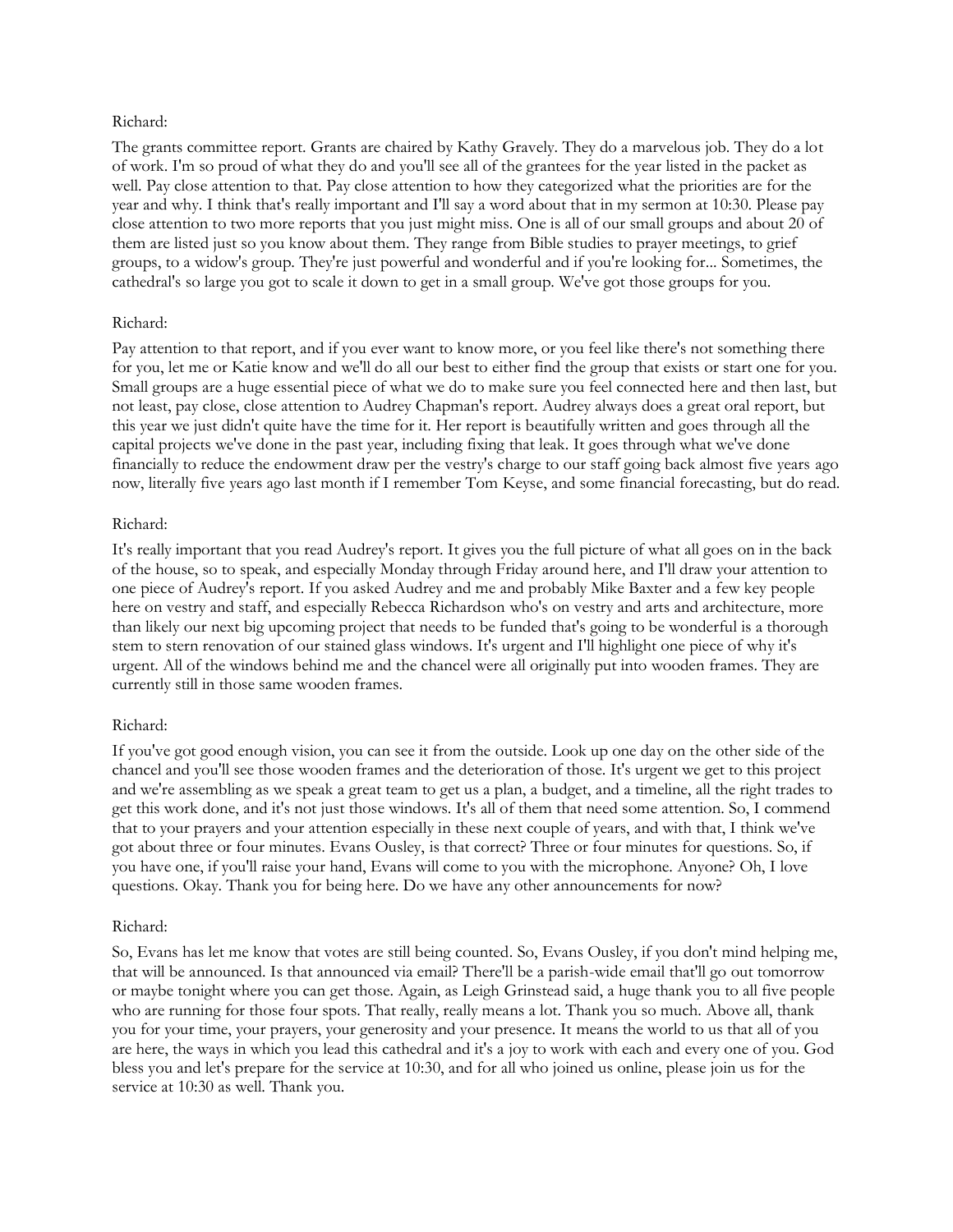Richard:

The grants committee report. Grants are chaired by Kathy Gravely. They do a marvelous job. They do a lot of work. I'm so proud of what they do and you'll see all of the grantees for the year listed in the packet as well. Pay close attention to that. Pay close attention to how they categorized what the priorities are for the year and why. I think that's really important and I'll say a word about that in my sermon at 10:30. Please pay close attention to two more reports that you just might miss. One is all of our small groups and about 20 of them are listed just so you know about them. They range from Bible studies to prayer meetings, to grief groups, to a widow's group. They're just powerful and wonderful and if you're looking for... Sometimes, the cathedral's so large you got to scale it down to get in a small group. We've got those groups for you.

Richard:

Pay attention to that report, and if you ever want to know more, or you feel like there's not something there for you, let me or Katie know and we'll do all our best to either find the group that exists or start one for you. Small groups are a huge essential piece of what we do to make sure you feel connected here and then last, but not least, pay close, close attention to Audrey Chapman's report. Audrey always does a great oral report, but this year we just didn't quite have the time for it. Her report is beautifully written and goes through all the capital projects we've done in the past year, including fixing that leak. It goes through what we've done financially to reduce the endowment draw per the vestry's charge to our staff going back almost five years ago now, literally five years ago last month if I remember Tom Keyse, and some financial forecasting, but do read.

Richard:

It's really important that you read Audrey's report. It gives you the full picture of what all goes on in the back of the house, so to speak, and especially Monday through Friday around here, and I'll draw your attention to one piece of Audrey's report. If you asked Audrey and me and probably Mike Baxter and a few key people here on vestry and staff, and especially Rebecca Richardson who's on vestry and arts and architecture, more than likely our next big upcoming project that needs to be funded that's going to be wonderful is a thorough stem to stern renovation of our stained glass windows. It's urgent and I'll highlight one piece of why it's urgent. All of the windows behind me and the chancel were all originally put into wooden frames. They are currently still in those same wooden frames.

Richard:

If you've got good enough vision, you can see it from the outside. Look up one day on the other side of the chancel and you'll see those wooden frames and the deterioration of those. It's urgent we get to this project and we're assembling as we speak a great team to get us a plan, a budget, and a timeline, all the right trades to get this work done, and it's not just those windows. It's all of them that need some attention. So, I commend that to your prayers and your attention especially in these next couple of years, and with that, I think we've got about three or four minutes. Evans Ousley, is that correct? Three or four minutes for questions. So, if you have one, if you'll raise your hand, Evans will come to you with the microphone. Anyone? Oh, I love questions. Okay. Thank you for being here. Do we have any other announcements for now?

Richard:

So, Evans has let me know that votes are still being counted. So, Evans Ousley, if you don't mind helping me, that will be announced. Is that announced via email? There'll be a parish-wide email that'll go out tomorrow or maybe tonight where you can get those. Again, as Leigh Grinstead said, a huge thank you to all five people who are running for those four spots. That really, really means a lot. Thank you so much. Above all, thank you for your time, your prayers, your generosity and your presence. It means the world to us that all of you are here, the ways in which you lead this cathedral and it's a joy to work with each and every one of you. God bless you and let's prepare for the service at 10:30, and for all who joined us online, please join us for the service at 10:30 as well. Thank you.